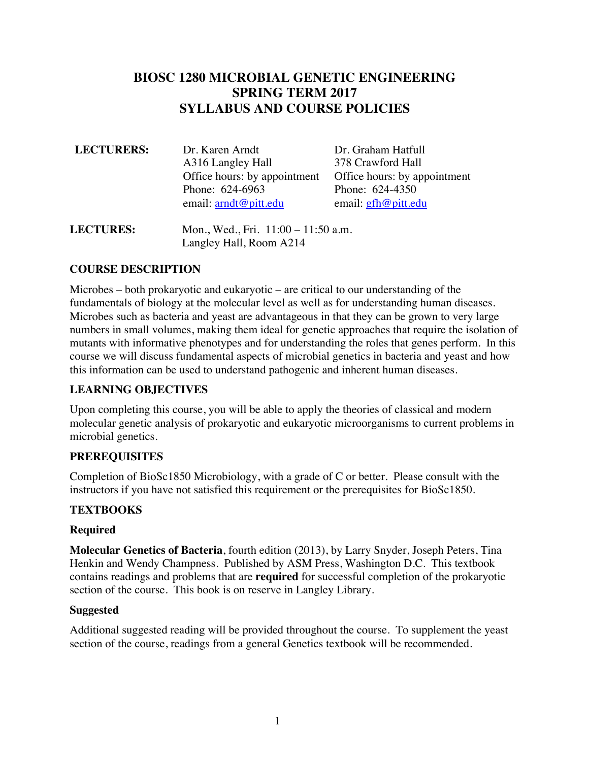# BIOSC 1280 MICROBIAL GENETIC ENGINEERING
# SPRING TERM 2017
# SYLLABUS AND COURSE POLICIES

**LECTURERS:**

| Dr. Karen Arndt | Dr. Graham Hatfull |
|---|---|
| A316 Langley Hall | 378 Crawford Hall |
| Office hours: by appointment | Office hours: by appointment |
| Phone: 624-6963 | Phone: 624-4350 |
| email: arndt@pitt.edu | email: gfh@pitt.edu |

**LECTURES:** Mon., Wed., Fri. 11:00 – 11:50 a.m.
Langley Hall, Room A214

## COURSE DESCRIPTION

Microbes – both prokaryotic and eukaryotic – are critical to our understanding of the fundamentals of biology at the molecular level as well as for understanding human diseases. Microbes such as bacteria and yeast are advantageous in that they can be grown to very large numbers in small volumes, making them ideal for genetic approaches that require the isolation of mutants with informative phenotypes and for understanding the roles that genes perform. In this course we will discuss fundamental aspects of microbial genetics in bacteria and yeast and how this information can be used to understand pathogenic and inherent human diseases.

## LEARNING OBJECTIVES

Upon completing this course, you will be able to apply the theories of classical and modern molecular genetic analysis of prokaryotic and eukaryotic microorganisms to current problems in microbial genetics.

## PREREQUISITES

Completion of BioSc1850 Microbiology, with a grade of C or better. Please consult with the instructors if you have not satisfied this requirement or the prerequisites for BioSc1850.

## TEXTBOOKS

### Required

**Molecular Genetics of Bacteria**, fourth edition (2013), by Larry Snyder, Joseph Peters, Tina Henkin and Wendy Champness. Published by ASM Press, Washington D.C. This textbook contains readings and problems that are **required** for successful completion of the prokaryotic section of the course. This book is on reserve in Langley Library.

### Suggested

Additional suggested reading will be provided throughout the course. To supplement the yeast section of the course, readings from a general Genetics textbook will be recommended.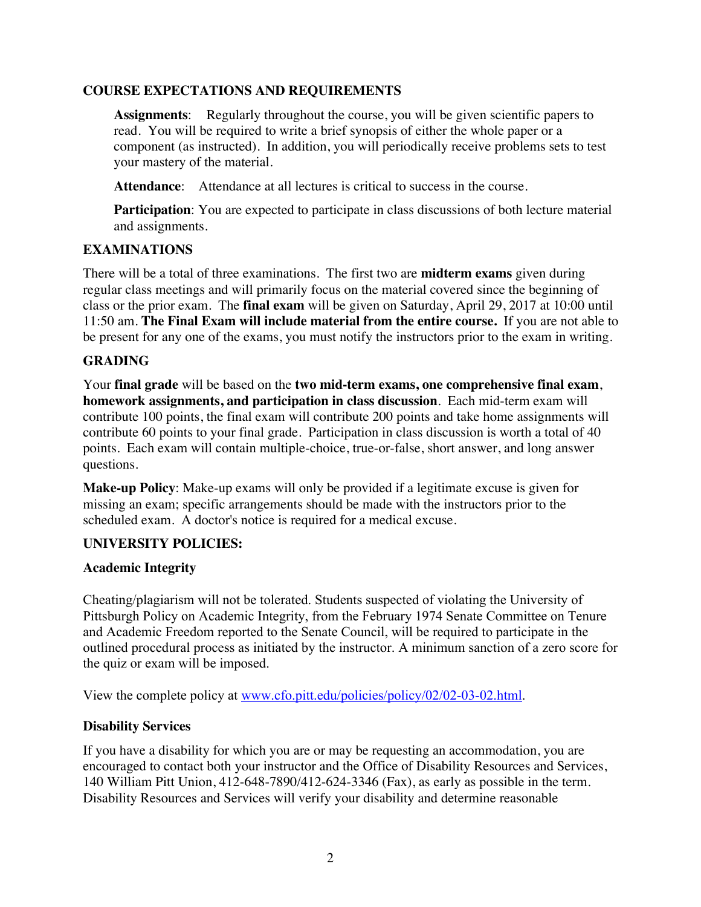## COURSE EXPECTATIONS AND REQUIREMENTS

**Assignments**: Regularly throughout the course, you will be given scientific papers to read. You will be required to write a brief synopsis of either the whole paper or a component (as instructed). In addition, you will periodically receive problems sets to test your mastery of the material.

**Attendance**: Attendance at all lectures is critical to success in the course.

**Participation**: You are expected to participate in class discussions of both lecture material and assignments.

## EXAMINATIONS

There will be a total of three examinations. The first two are **midterm exams** given during regular class meetings and will primarily focus on the material covered since the beginning of class or the prior exam. The **final exam** will be given on Saturday, April 29, 2017 at 10:00 until 11:50 am. **The Final Exam will include material from the entire course.** If you are not able to be present for any one of the exams, you must notify the instructors prior to the exam in writing.

## GRADING

Your **final grade** will be based on the **two mid-term exams, one comprehensive final exam**, **homework assignments, and participation in class discussion**. Each mid-term exam will contribute 100 points, the final exam will contribute 200 points and take home assignments will contribute 60 points to your final grade. Participation in class discussion is worth a total of 40 points. Each exam will contain multiple-choice, true-or-false, short answer, and long answer questions.

**Make-up Policy**: Make-up exams will only be provided if a legitimate excuse is given for missing an exam; specific arrangements should be made with the instructors prior to the scheduled exam. A doctor's notice is required for a medical excuse.

## UNIVERSITY POLICIES:

### Academic Integrity

Cheating/plagiarism will not be tolerated. Students suspected of violating the University of Pittsburgh Policy on Academic Integrity, from the February 1974 Senate Committee on Tenure and Academic Freedom reported to the Senate Council, will be required to participate in the outlined procedural process as initiated by the instructor. A minimum sanction of a zero score for the quiz or exam will be imposed.

View the complete policy at www.cfo.pitt.edu/policies/policy/02/02-03-02.html.

### Disability Services

If you have a disability for which you are or may be requesting an accommodation, you are encouraged to contact both your instructor and the Office of Disability Resources and Services, 140 William Pitt Union, 412-648-7890/412-624-3346 (Fax), as early as possible in the term. Disability Resources and Services will verify your disability and determine reasonable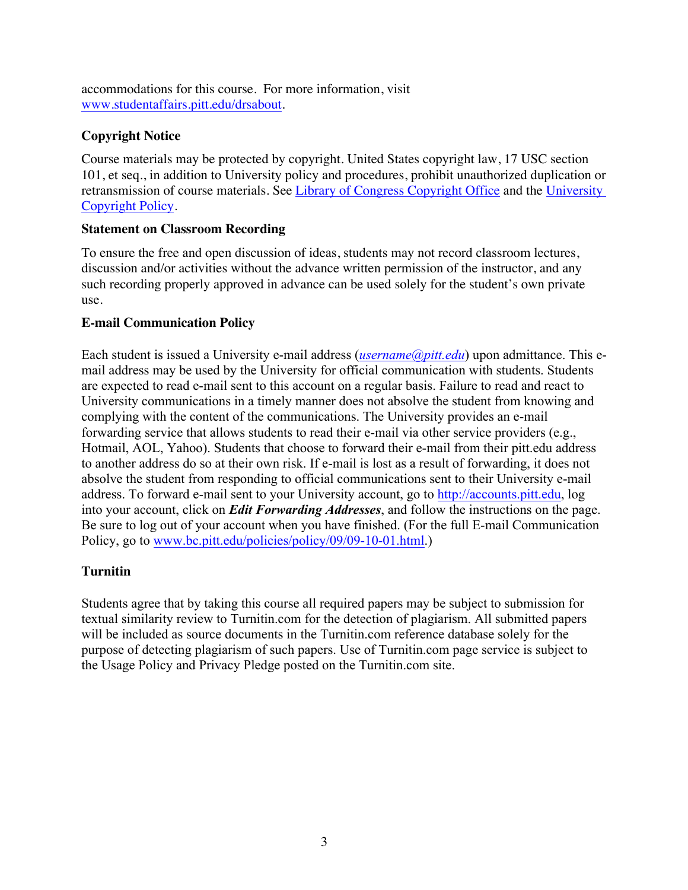accommodations for this course. For more information, visit www.studentaffairs.pitt.edu/drsabout.

**Copyright Notice**

Course materials may be protected by copyright. United States copyright law, 17 USC section 101, et seq., in addition to University policy and procedures, prohibit unauthorized duplication or retransmission of course materials. See Library of Congress Copyright Office and the University Copyright Policy.

**Statement on Classroom Recording**

To ensure the free and open discussion of ideas, students may not record classroom lectures, discussion and/or activities without the advance written permission of the instructor, and any such recording properly approved in advance can be used solely for the student's own private use.

**E-mail Communication Policy**

Each student is issued a University e-mail address (*username@pitt.edu*) upon admittance. This e-mail address may be used by the University for official communication with students. Students are expected to read e-mail sent to this account on a regular basis. Failure to read and react to University communications in a timely manner does not absolve the student from knowing and complying with the content of the communications. The University provides an e-mail forwarding service that allows students to read their e-mail via other service providers (e.g., Hotmail, AOL, Yahoo). Students that choose to forward their e-mail from their pitt.edu address to another address do so at their own risk. If e-mail is lost as a result of forwarding, it does not absolve the student from responding to official communications sent to their University e-mail address. To forward e-mail sent to your University account, go to http://accounts.pitt.edu, log into your account, click on ***Edit Forwarding Addresses***, and follow the instructions on the page. Be sure to log out of your account when you have finished. (For the full E-mail Communication Policy, go to www.bc.pitt.edu/policies/policy/09/09-10-01.html.)

**Turnitin**

Students agree that by taking this course all required papers may be subject to submission for textual similarity review to Turnitin.com for the detection of plagiarism. All submitted papers will be included as source documents in the Turnitin.com reference database solely for the purpose of detecting plagiarism of such papers. Use of Turnitin.com page service is subject to the Usage Policy and Privacy Pledge posted on the Turnitin.com site.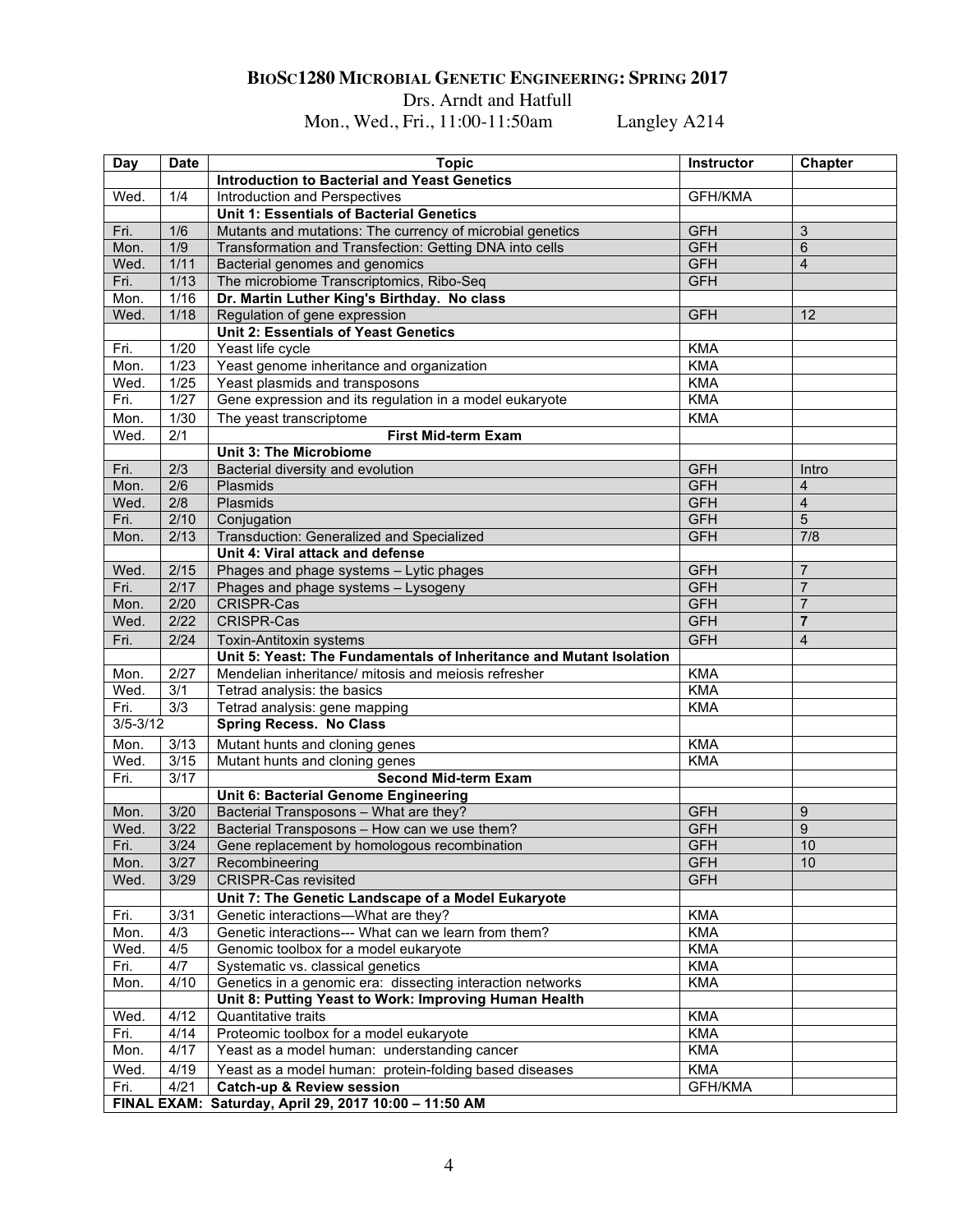# BIOSC1280 MICROBIAL GENETIC ENGINEERING: SPRING 2017

Drs. Arndt and Hatfull

Mon., Wed., Fri., 11:00-11:50am Langley A214

| Day | Date | Topic | Instructor | Chapter |
|---|---|---|---|---|
| | | **Introduction to Bacterial and Yeast Genetics** | | |
| Wed. | 1/4 | Introduction and Perspectives | GFH/KMA | |
| | | **Unit 1: Essentials of Bacterial Genetics** | | |
| Fri. | 1/6 | Mutants and mutations: The currency of microbial genetics | GFH | 3 |
| Mon. | 1/9 | Transformation and Transfection: Getting DNA into cells | GFH | 6 |
| Wed. | 1/11 | Bacterial genomes and genomics | GFH | 4 |
| Fri. | 1/13 | The microbiome Transcriptomics, Ribo-Seq | GFH | |
| Mon. | 1/16 | **Dr. Martin Luther King's Birthday. No class** | | |
| Wed. | 1/18 | Regulation of gene expression | GFH | 12 |
| | | **Unit 2: Essentials of Yeast Genetics** | | |
| Fri. | 1/20 | Yeast life cycle | KMA | |
| Mon. | 1/23 | Yeast genome inheritance and organization | KMA | |
| Wed. | 1/25 | Yeast plasmids and transposons | KMA | |
| Fri. | 1/27 | Gene expression and its regulation in a model eukaryote | KMA | |
| Mon. | 1/30 | The yeast transcriptome | KMA | |
| Wed. | 2/1 | **First Mid-term Exam** | | |
| | | **Unit 3: The Microbiome** | | |
| Fri. | 2/3 | Bacterial diversity and evolution | GFH | Intro |
| Mon. | 2/6 | Plasmids | GFH | 4 |
| Wed. | 2/8 | Plasmids | GFH | 4 |
| Fri. | 2/10 | Conjugation | GFH | 5 |
| Mon. | 2/13 | Transduction: Generalized and Specialized | GFH | 7/8 |
| | | **Unit 4: Viral attack and defense** | | |
| Wed. | 2/15 | Phages and phage systems – Lytic phages | GFH | 7 |
| Fri. | 2/17 | Phages and phage systems – Lysogeny | GFH | 7 |
| Mon. | 2/20 | CRISPR-Cas | GFH | 7 |
| Wed. | 2/22 | CRISPR-Cas | GFH | **7** |
| Fri. | 2/24 | Toxin-Antitoxin systems | GFH | 4 |
| | | **Unit 5: Yeast: The Fundamentals of Inheritance and Mutant Isolation** | | |
| Mon. | 2/27 | Mendelian inheritance/ mitosis and meiosis refresher | KMA | |
| Wed. | 3/1 | Tetrad analysis: the basics | KMA | |
| Fri. | 3/3 | Tetrad analysis: gene mapping | KMA | |
| 3/5-3/12 | | **Spring Recess. No Class** | | |
| Mon. | 3/13 | Mutant hunts and cloning genes | KMA | |
| Wed. | 3/15 | Mutant hunts and cloning genes | KMA | |
| Fri. | 3/17 | **Second Mid-term Exam** | | |
| | | **Unit 6: Bacterial Genome Engineering** | | |
| Mon. | 3/20 | Bacterial Transposons – What are they? | GFH | 9 |
| Wed. | 3/22 | Bacterial Transposons – How can we use them? | GFH | 9 |
| Fri. | 3/24 | Gene replacement by homologous recombination | GFH | 10 |
| Mon. | 3/27 | Recombineering | GFH | 10 |
| Wed. | 3/29 | CRISPR-Cas revisited | GFH | |
| | | **Unit 7: The Genetic Landscape of a Model Eukaryote** | | |
| Fri. | 3/31 | Genetic interactions—What are they? | KMA | |
| Mon. | 4/3 | Genetic interactions--- What can we learn from them? | KMA | |
| Wed. | 4/5 | Genomic toolbox for a model eukaryote | KMA | |
| Fri. | 4/7 | Systematic vs. classical genetics | KMA | |
| Mon. | 4/10 | Genetics in a genomic era: dissecting interaction networks | KMA | |
| | | **Unit 8: Putting Yeast to Work: Improving Human Health** | | |
| Wed. | 4/12 | Quantitative traits | KMA | |
| Fri. | 4/14 | Proteomic toolbox for a model eukaryote | KMA | |
| Mon. | 4/17 | Yeast as a model human: understanding cancer | KMA | |
| Wed. | 4/19 | Yeast as a model human: protein-folding based diseases | KMA | |
| Fri. | 4/21 | **Catch-up & Review session** | GFH/KMA | |
| **FINAL EXAM: Saturday, April 29, 2017 10:00 – 11:50 AM** | | | | |